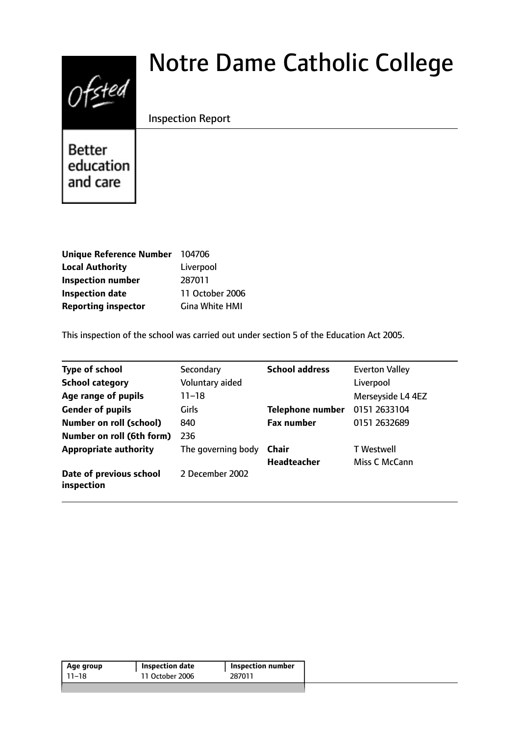# Notre Dame Catholic College

Inspection Report

Better education and care

| | |
|---|---|
| **Unique Reference Number** | 104706 |
| **Local Authority** | Liverpool |
| **Inspection number** | 287011 |
| **Inspection date** | 11 October 2006 |
| **Reporting inspector** | Gina White HMI |

This inspection of the school was carried out under section 5 of the Education Act 2005.

| | | | |
|---|---|---|---|
| **Type of school** | Secondary | **School address** | Everton Valley |
| **School category** | Voluntary aided | | Liverpool |
| **Age range of pupils** | 11–18 | | Merseyside L4 4EZ |
| **Gender of pupils** | Girls | **Telephone number** | 0151 2633104 |
| **Number on roll (school)** | 840 | **Fax number** | 0151 2632689 |
| **Number on roll (6th form)** | 236 | | |
| **Appropriate authority** | The governing body | **Chair** | T Westwell |
| | | **Headteacher** | Miss C McCann |
| **Date of previous school inspection** | 2 December 2002 | | |

| Age group | Inspection date | Inspection number |
|---|---|---|
| 11–18 | 11 October 2006 | 287011 |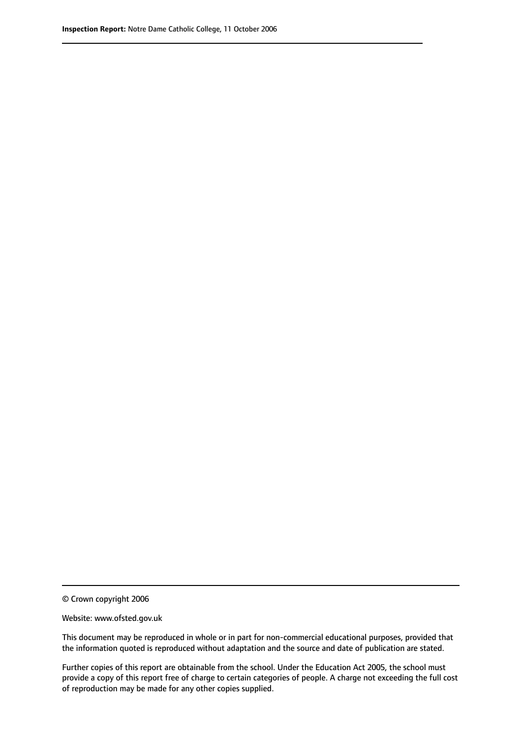© Crown copyright 2006

Website: www.ofsted.gov.uk

This document may be reproduced in whole or in part for non-commercial educational purposes, provided that the information quoted is reproduced without adaptation and the source and date of publication are stated.

Further copies of this report are obtainable from the school. Under the Education Act 2005, the school must provide a copy of this report free of charge to certain categories of people. A charge not exceeding the full cost of reproduction may be made for any other copies supplied.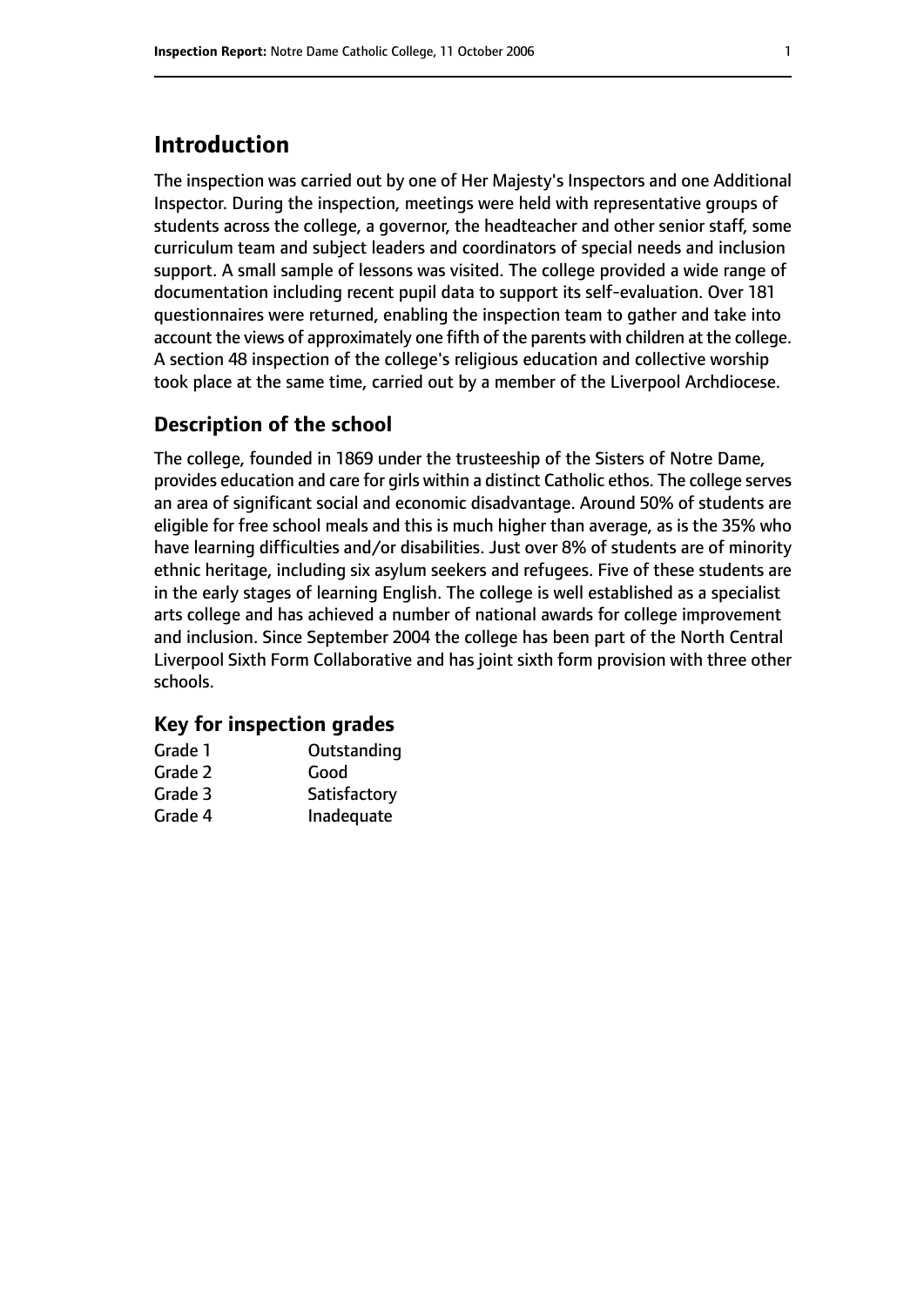# Introduction

The inspection was carried out by one of Her Majesty's Inspectors and one Additional Inspector. During the inspection, meetings were held with representative groups of students across the college, a governor, the headteacher and other senior staff, some curriculum team and subject leaders and coordinators of special needs and inclusion support. A small sample of lessons was visited. The college provided a wide range of documentation including recent pupil data to support its self-evaluation. Over 181 questionnaires were returned, enabling the inspection team to gather and take into account the views of approximately one fifth of the parents with children at the college. A section 48 inspection of the college's religious education and collective worship took place at the same time, carried out by a member of the Liverpool Archdiocese.

## Description of the school

The college, founded in 1869 under the trusteeship of the Sisters of Notre Dame, provides education and care for girls within a distinct Catholic ethos. The college serves an area of significant social and economic disadvantage. Around 50% of students are eligible for free school meals and this is much higher than average, as is the 35% who have learning difficulties and/or disabilities. Just over 8% of students are of minority ethnic heritage, including six asylum seekers and refugees. Five of these students are in the early stages of learning English. The college is well established as a specialist arts college and has achieved a number of national awards for college improvement and inclusion. Since September 2004 the college has been part of the North Central Liverpool Sixth Form Collaborative and has joint sixth form provision with three other schools.

### Key for inspection grades

| | |
|---|---|
| Grade 1 | Outstanding |
| Grade 2 | Good |
| Grade 3 | Satisfactory |
| Grade 4 | Inadequate |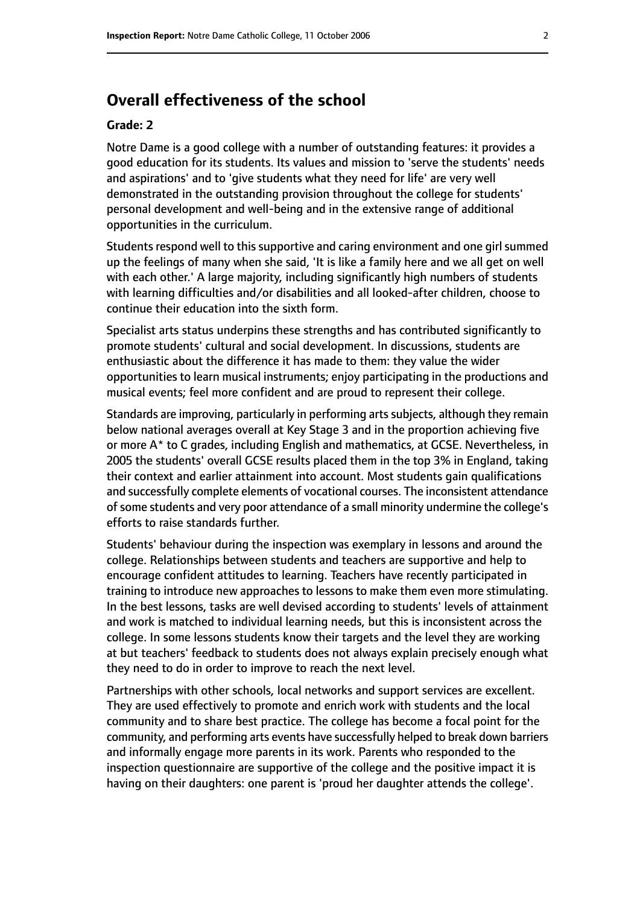## Overall effectiveness of the school

### Grade: 2

Notre Dame is a good college with a number of outstanding features: it provides a good education for its students. Its values and mission to 'serve the students' needs and aspirations' and to 'give students what they need for life' are very well demonstrated in the outstanding provision throughout the college for students' personal development and well-being and in the extensive range of additional opportunities in the curriculum.

Students respond well to this supportive and caring environment and one girl summed up the feelings of many when she said, 'It is like a family here and we all get on well with each other.' A large majority, including significantly high numbers of students with learning difficulties and/or disabilities and all looked-after children, choose to continue their education into the sixth form.

Specialist arts status underpins these strengths and has contributed significantly to promote students' cultural and social development. In discussions, students are enthusiastic about the difference it has made to them: they value the wider opportunities to learn musical instruments; enjoy participating in the productions and musical events; feel more confident and are proud to represent their college.

Standards are improving, particularly in performing arts subjects, although they remain below national averages overall at Key Stage 3 and in the proportion achieving five or more A* to C grades, including English and mathematics, at GCSE. Nevertheless, in 2005 the students' overall GCSE results placed them in the top 3% in England, taking their context and earlier attainment into account. Most students gain qualifications and successfully complete elements of vocational courses. The inconsistent attendance of some students and very poor attendance of a small minority undermine the college's efforts to raise standards further.

Students' behaviour during the inspection was exemplary in lessons and around the college. Relationships between students and teachers are supportive and help to encourage confident attitudes to learning. Teachers have recently participated in training to introduce new approaches to lessons to make them even more stimulating. In the best lessons, tasks are well devised according to students' levels of attainment and work is matched to individual learning needs, but this is inconsistent across the college. In some lessons students know their targets and the level they are working at but teachers' feedback to students does not always explain precisely enough what they need to do in order to improve to reach the next level.

Partnerships with other schools, local networks and support services are excellent. They are used effectively to promote and enrich work with students and the local community and to share best practice. The college has become a focal point for the community, and performing arts events have successfully helped to break down barriers and informally engage more parents in its work. Parents who responded to the inspection questionnaire are supportive of the college and the positive impact it is having on their daughters: one parent is 'proud her daughter attends the college'.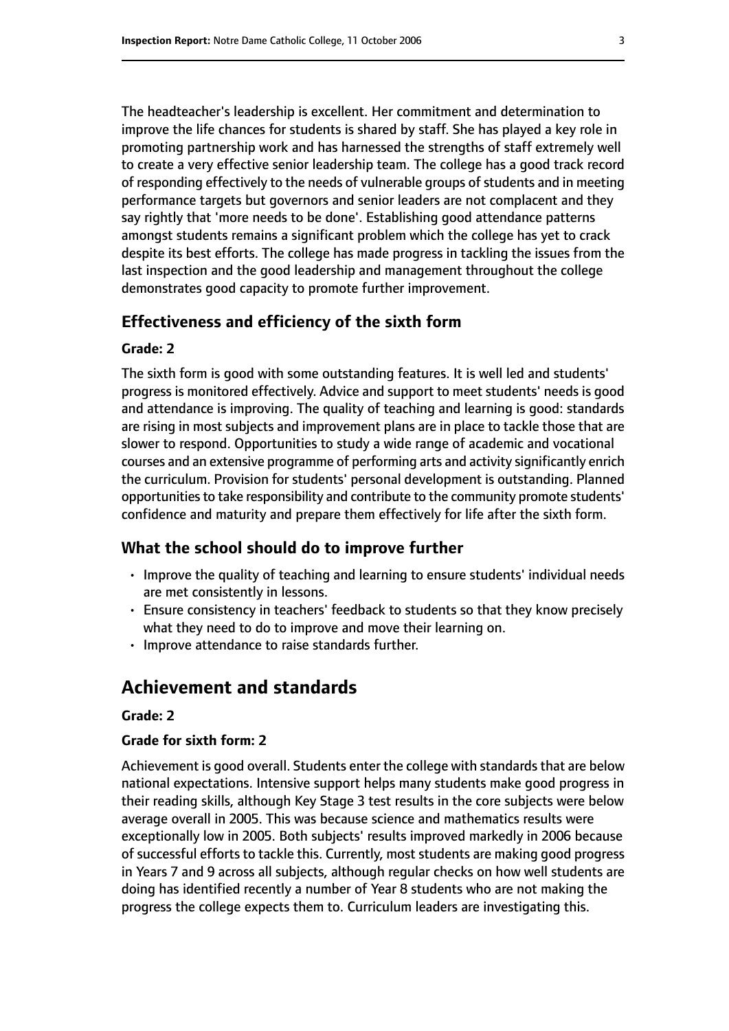The headteacher's leadership is excellent. Her commitment and determination to improve the life chances for students is shared by staff. She has played a key role in promoting partnership work and has harnessed the strengths of staff extremely well to create a very effective senior leadership team. The college has a good track record of responding effectively to the needs of vulnerable groups of students and in meeting performance targets but governors and senior leaders are not complacent and they say rightly that 'more needs to be done'. Establishing good attendance patterns amongst students remains a significant problem which the college has yet to crack despite its best efforts. The college has made progress in tackling the issues from the last inspection and the good leadership and management throughout the college demonstrates good capacity to promote further improvement.

### Effectiveness and efficiency of the sixth form

#### Grade: 2

The sixth form is good with some outstanding features. It is well led and students' progress is monitored effectively. Advice and support to meet students' needs is good and attendance is improving. The quality of teaching and learning is good: standards are rising in most subjects and improvement plans are in place to tackle those that are slower to respond. Opportunities to study a wide range of academic and vocational courses and an extensive programme of performing arts and activity significantly enrich the curriculum. Provision for students' personal development is outstanding. Planned opportunities to take responsibility and contribute to the community promote students' confidence and maturity and prepare them effectively for life after the sixth form.

### What the school should do to improve further

- Improve the quality of teaching and learning to ensure students' individual needs are met consistently in lessons.
- Ensure consistency in teachers' feedback to students so that they know precisely what they need to do to improve and move their learning on.
- Improve attendance to raise standards further.

## Achievement and standards

#### Grade: 2

#### Grade for sixth form: 2

Achievement is good overall. Students enter the college with standards that are below national expectations. Intensive support helps many students make good progress in their reading skills, although Key Stage 3 test results in the core subjects were below average overall in 2005. This was because science and mathematics results were exceptionally low in 2005. Both subjects' results improved markedly in 2006 because of successful efforts to tackle this. Currently, most students are making good progress in Years 7 and 9 across all subjects, although regular checks on how well students are doing has identified recently a number of Year 8 students who are not making the progress the college expects them to. Curriculum leaders are investigating this.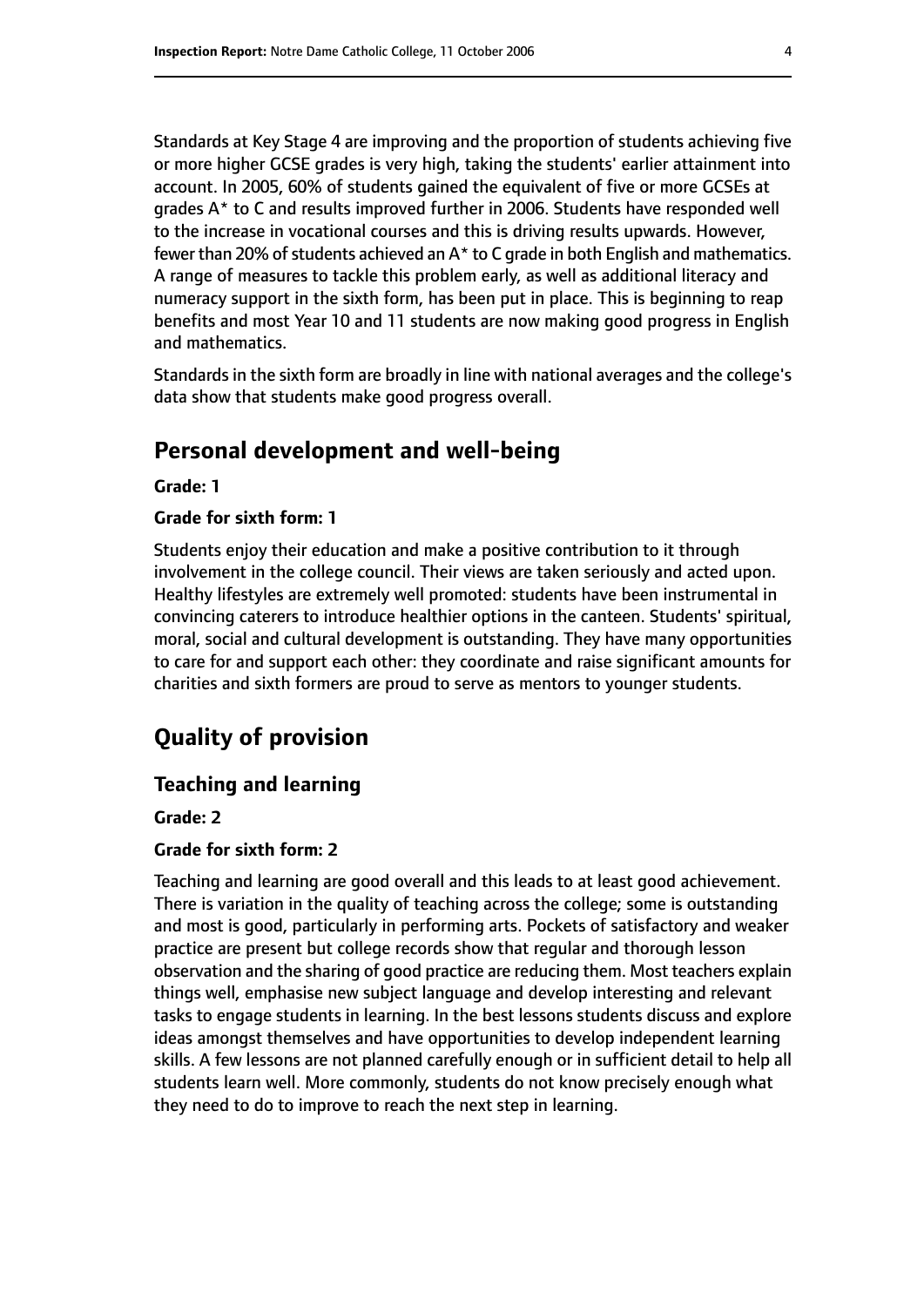Standards at Key Stage 4 are improving and the proportion of students achieving five or more higher GCSE grades is very high, taking the students' earlier attainment into account. In 2005, 60% of students gained the equivalent of five or more GCSEs at grades A* to C and results improved further in 2006. Students have responded well to the increase in vocational courses and this is driving results upwards. However, fewer than 20% of students achieved an A* to C grade in both English and mathematics. A range of measures to tackle this problem early, as well as additional literacy and numeracy support in the sixth form, has been put in place. This is beginning to reap benefits and most Year 10 and 11 students are now making good progress in English and mathematics.

Standards in the sixth form are broadly in line with national averages and the college's data show that students make good progress overall.

## Personal development and well-being

**Grade: 1**

**Grade for sixth form: 1**

Students enjoy their education and make a positive contribution to it through involvement in the college council. Their views are taken seriously and acted upon. Healthy lifestyles are extremely well promoted: students have been instrumental in convincing caterers to introduce healthier options in the canteen. Students' spiritual, moral, social and cultural development is outstanding. They have many opportunities to care for and support each other: they coordinate and raise significant amounts for charities and sixth formers are proud to serve as mentors to younger students.

## Quality of provision

### Teaching and learning

**Grade: 2**

**Grade for sixth form: 2**

Teaching and learning are good overall and this leads to at least good achievement. There is variation in the quality of teaching across the college; some is outstanding and most is good, particularly in performing arts. Pockets of satisfactory and weaker practice are present but college records show that regular and thorough lesson observation and the sharing of good practice are reducing them. Most teachers explain things well, emphasise new subject language and develop interesting and relevant tasks to engage students in learning. In the best lessons students discuss and explore ideas amongst themselves and have opportunities to develop independent learning skills. A few lessons are not planned carefully enough or in sufficient detail to help all students learn well. More commonly, students do not know precisely enough what they need to do to improve to reach the next step in learning.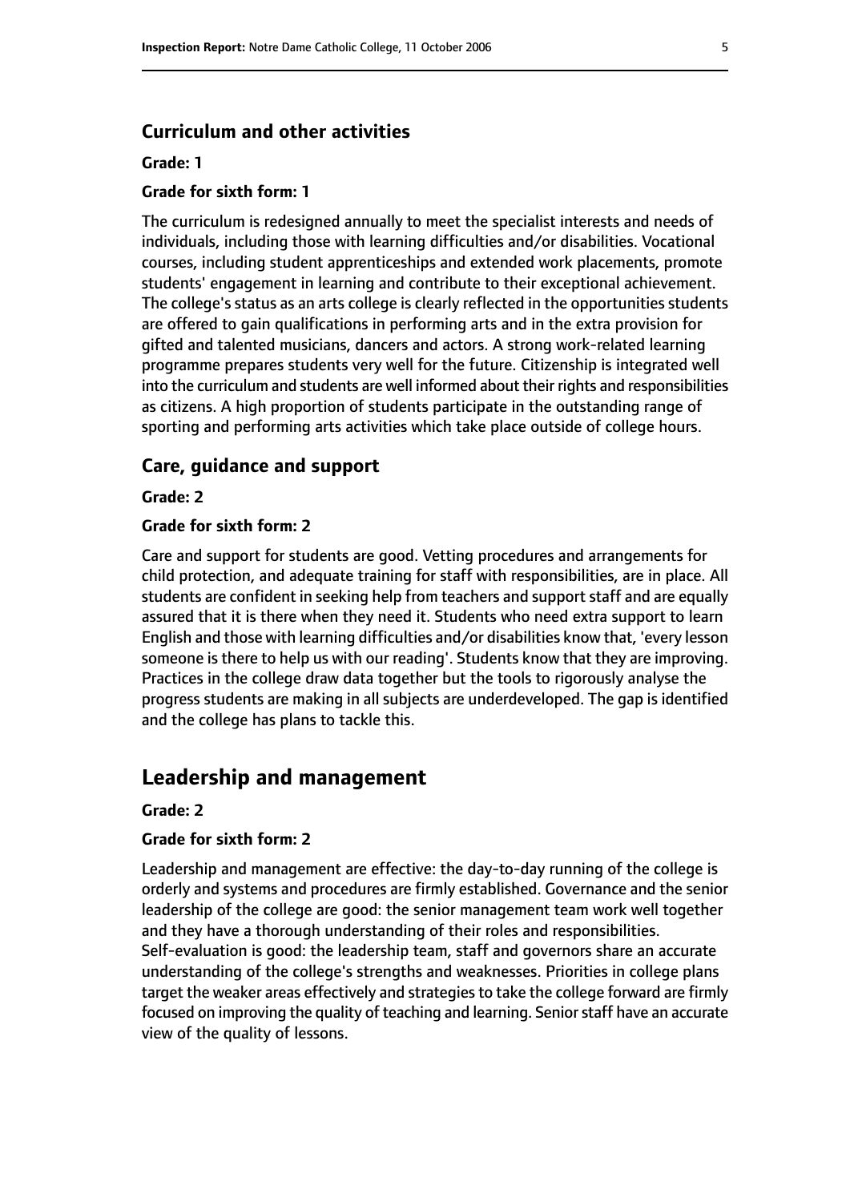### Curriculum and other activities

**Grade: 1**

**Grade for sixth form: 1**

The curriculum is redesigned annually to meet the specialist interests and needs of individuals, including those with learning difficulties and/or disabilities. Vocational courses, including student apprenticeships and extended work placements, promote students' engagement in learning and contribute to their exceptional achievement. The college's status as an arts college is clearly reflected in the opportunities students are offered to gain qualifications in performing arts and in the extra provision for gifted and talented musicians, dancers and actors. A strong work-related learning programme prepares students very well for the future. Citizenship is integrated well into the curriculum and students are well informed about their rights and responsibilities as citizens. A high proportion of students participate in the outstanding range of sporting and performing arts activities which take place outside of college hours.

### Care, guidance and support

**Grade: 2**

**Grade for sixth form: 2**

Care and support for students are good. Vetting procedures and arrangements for child protection, and adequate training for staff with responsibilities, are in place. All students are confident in seeking help from teachers and support staff and are equally assured that it is there when they need it. Students who need extra support to learn English and those with learning difficulties and/or disabilities know that, 'every lesson someone is there to help us with our reading'. Students know that they are improving. Practices in the college draw data together but the tools to rigorously analyse the progress students are making in all subjects are underdeveloped. The gap is identified and the college has plans to tackle this.

## Leadership and management

**Grade: 2**

**Grade for sixth form: 2**

Leadership and management are effective: the day-to-day running of the college is orderly and systems and procedures are firmly established. Governance and the senior leadership of the college are good: the senior management team work well together and they have a thorough understanding of their roles and responsibilities. Self-evaluation is good: the leadership team, staff and governors share an accurate understanding of the college's strengths and weaknesses. Priorities in college plans target the weaker areas effectively and strategies to take the college forward are firmly focused on improving the quality of teaching and learning. Senior staff have an accurate view of the quality of lessons.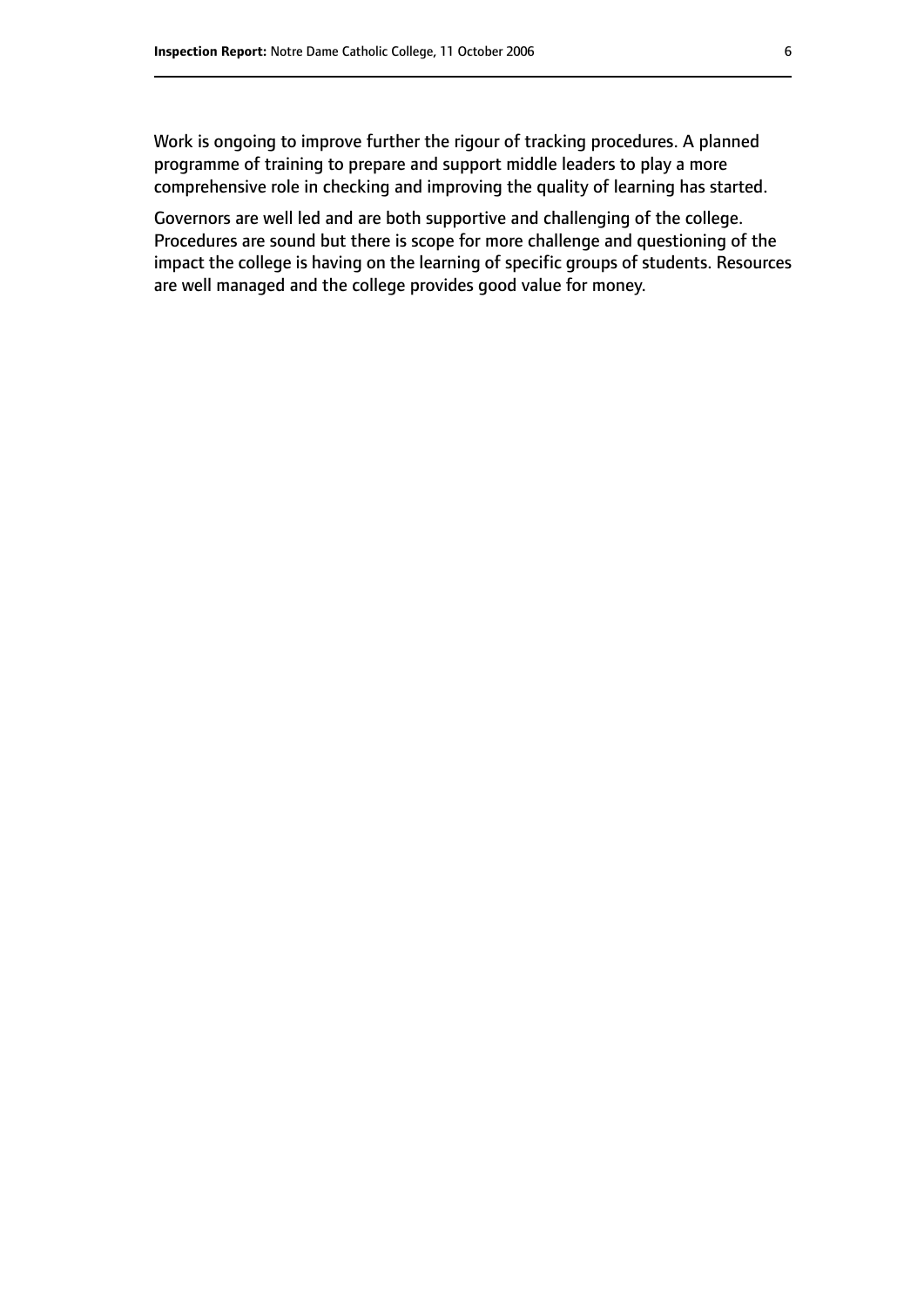Work is ongoing to improve further the rigour of tracking procedures. A planned programme of training to prepare and support middle leaders to play a more comprehensive role in checking and improving the quality of learning has started.

Governors are well led and are both supportive and challenging of the college. Procedures are sound but there is scope for more challenge and questioning of the impact the college is having on the learning of specific groups of students. Resources are well managed and the college provides good value for money.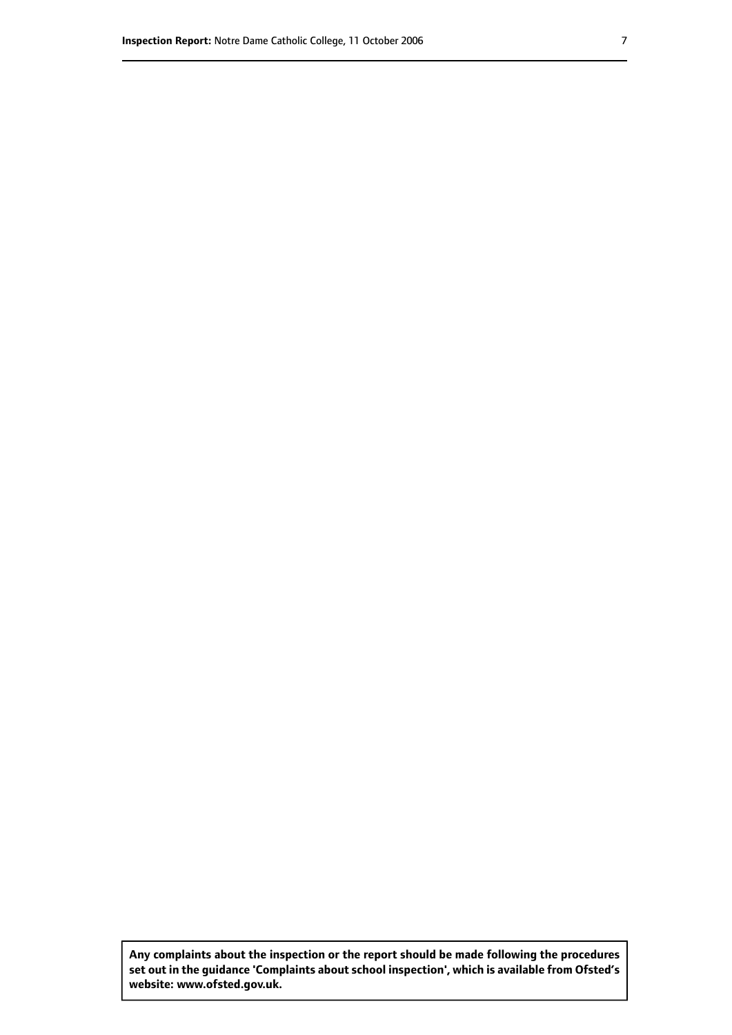**Any complaints about the inspection or the report should be made following the procedures set out in the guidance 'Complaints about school inspection', which is available from Ofsted's website: www.ofsted.gov.uk.**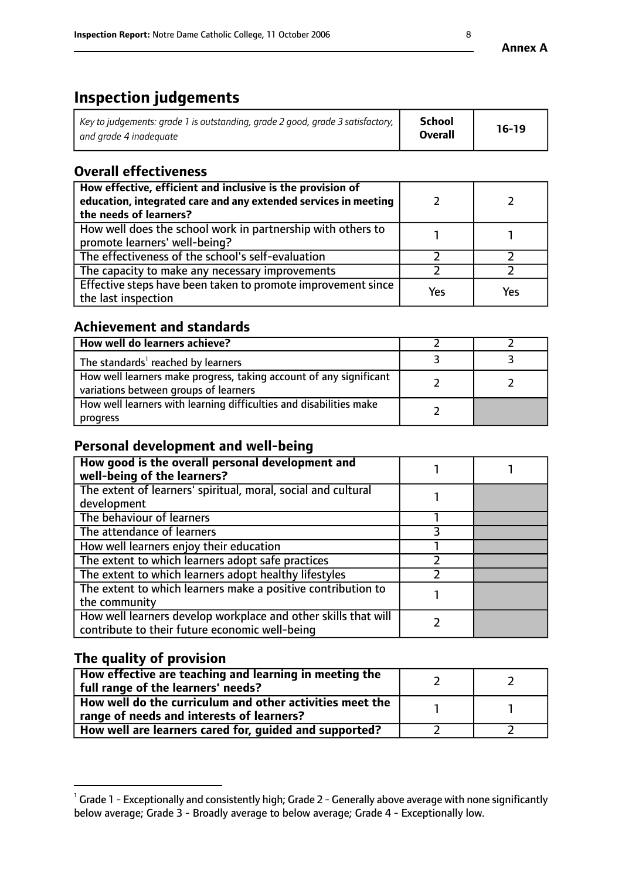**Annex A**

# Inspection judgements

| *Key to judgements: grade 1 is outstanding, grade 2 good, grade 3 satisfactory, and grade 4 inadequate* | **School Overall** | **16-19** |
|---|---|---|

## Overall effectiveness

| | | |
|---|---|---|
| **How effective, efficient and inclusive is the provision of education, integrated care and any extended services in meeting the needs of learners?** | 2 | 2 |
| How well does the school work in partnership with others to promote learners' well-being? | 1 | 1 |
| The effectiveness of the school's self-evaluation | 2 | 2 |
| The capacity to make any necessary improvements | 2 | 2 |
| Effective steps have been taken to promote improvement since the last inspection | Yes | Yes |

## Achievement and standards

| | | |
|---|---|---|
| **How well do learners achieve?** | 2 | 2 |
| The standards[1] reached by learners | 3 | 3 |
| How well learners make progress, taking account of any significant variations between groups of learners | 2 | 2 |
| How well learners with learning difficulties and disabilities make progress | 2 | |

## Personal development and well-being

| | | |
|---|---|---|
| **How good is the overall personal development and well-being of the learners?** | 1 | 1 |
| The extent of learners' spiritual, moral, social and cultural development | 1 | |
| The behaviour of learners | 1 | |
| The attendance of learners | 3 | |
| How well learners enjoy their education | 1 | |
| The extent to which learners adopt safe practices | 2 | |
| The extent to which learners adopt healthy lifestyles | 2 | |
| The extent to which learners make a positive contribution to the community | 1 | |
| How well learners develop workplace and other skills that will contribute to their future economic well-being | 2 | |

## The quality of provision

| | | |
|---|---|---|
| **How effective are teaching and learning in meeting the full range of the learners' needs?** | 2 | 2 |
| **How well do the curriculum and other activities meet the range of needs and interests of learners?** | 1 | 1 |
| **How well are learners cared for, guided and supported?** | 2 | 2 |

[1] Grade 1 - Exceptionally and consistently high; Grade 2 - Generally above average with none significantly below average; Grade 3 - Broadly average to below average; Grade 4 - Exceptionally low.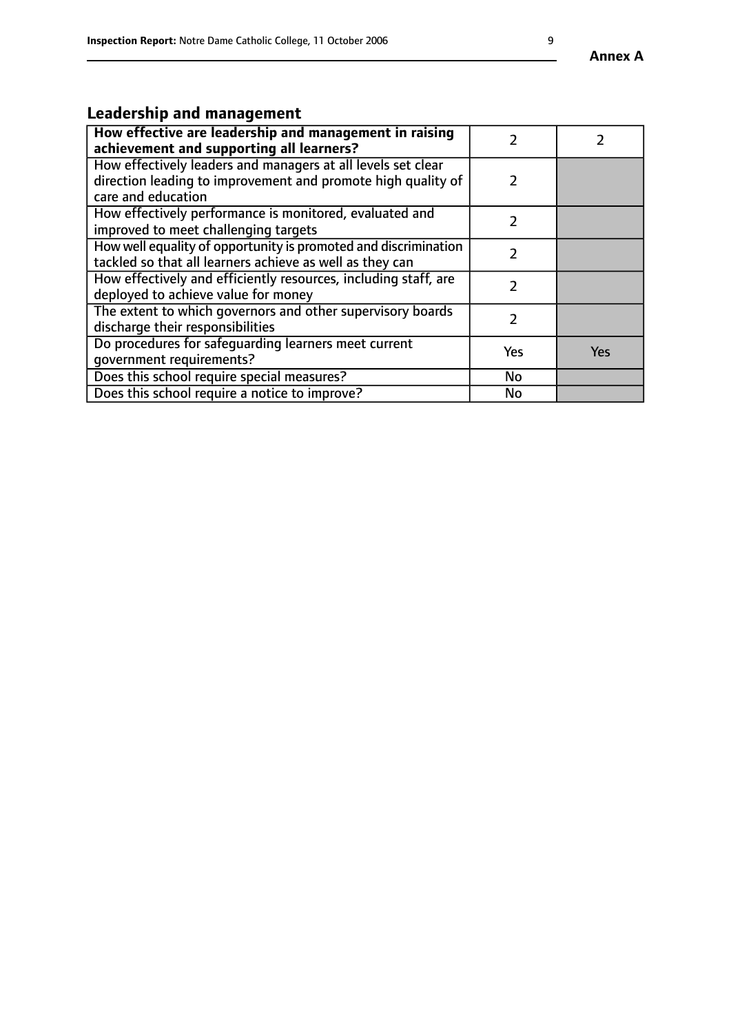## Leadership and management

| How effective are leadership and management in raising achievement and supporting all learners? | 2 | 2 |
|---|---|---|
| How effectively leaders and managers at all levels set clear direction leading to improvement and promote high quality of care and education | 2 | |
| How effectively performance is monitored, evaluated and improved to meet challenging targets | 2 | |
| How well equality of opportunity is promoted and discrimination tackled so that all learners achieve as well as they can | 2 | |
| How effectively and efficiently resources, including staff, are deployed to achieve value for money | 2 | |
| The extent to which governors and other supervisory boards discharge their responsibilities | 2 | |
| Do procedures for safeguarding learners meet current government requirements? | Yes | Yes |
| Does this school require special measures? | No | |
| Does this school require a notice to improve? | No | |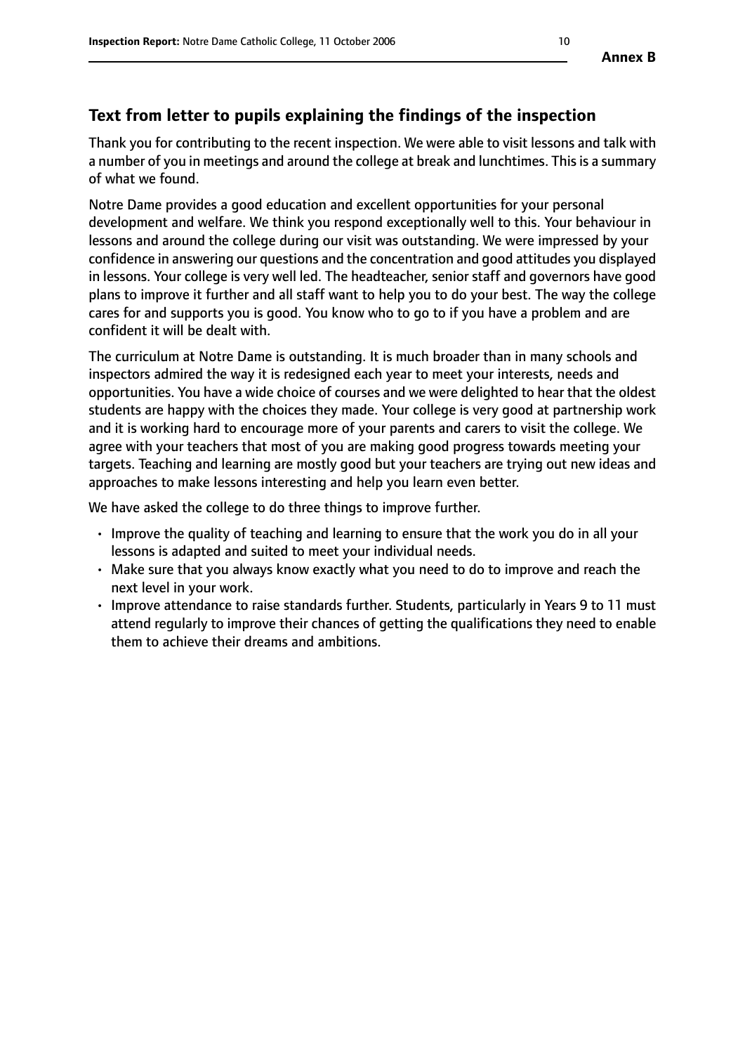## Text from letter to pupils explaining the findings of the inspection

Thank you for contributing to the recent inspection. We were able to visit lessons and talk with a number of you in meetings and around the college at break and lunchtimes. This is a summary of what we found.

Notre Dame provides a good education and excellent opportunities for your personal development and welfare. We think you respond exceptionally well to this. Your behaviour in lessons and around the college during our visit was outstanding. We were impressed by your confidence in answering our questions and the concentration and good attitudes you displayed in lessons. Your college is very well led. The headteacher, senior staff and governors have good plans to improve it further and all staff want to help you to do your best. The way the college cares for and supports you is good. You know who to go to if you have a problem and are confident it will be dealt with.

The curriculum at Notre Dame is outstanding. It is much broader than in many schools and inspectors admired the way it is redesigned each year to meet your interests, needs and opportunities. You have a wide choice of courses and we were delighted to hear that the oldest students are happy with the choices they made. Your college is very good at partnership work and it is working hard to encourage more of your parents and carers to visit the college. We agree with your teachers that most of you are making good progress towards meeting your targets. Teaching and learning are mostly good but your teachers are trying out new ideas and approaches to make lessons interesting and help you learn even better.

We have asked the college to do three things to improve further.

- Improve the quality of teaching and learning to ensure that the work you do in all your lessons is adapted and suited to meet your individual needs.
- Make sure that you always know exactly what you need to do to improve and reach the next level in your work.
- Improve attendance to raise standards further. Students, particularly in Years 9 to 11 must attend regularly to improve their chances of getting the qualifications they need to enable them to achieve their dreams and ambitions.